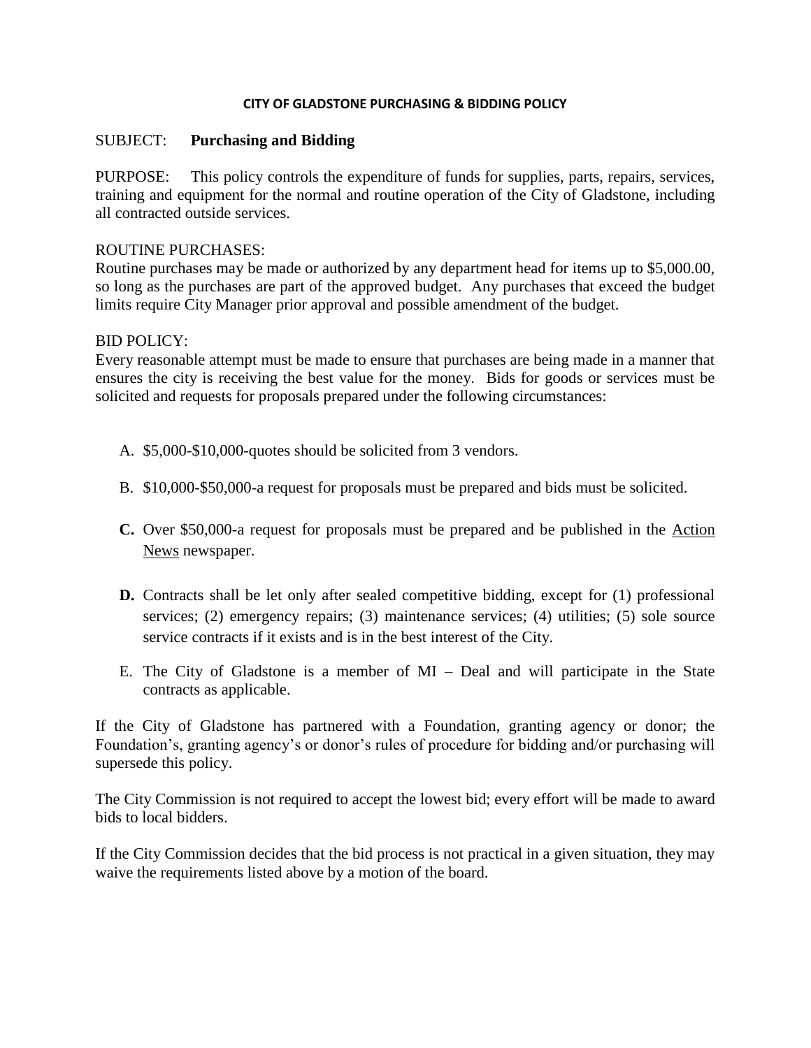# CITY OF GLADSTONE PURCHASING & BIDDING POLICY

SUBJECT: **Purchasing and Bidding**

PURPOSE: This policy controls the expenditure of funds for supplies, parts, repairs, services, training and equipment for the normal and routine operation of the City of Gladstone, including all contracted outside services.

ROUTINE PURCHASES:
Routine purchases may be made or authorized by any department head for items up to $5,000.00, so long as the purchases are part of the approved budget. Any purchases that exceed the budget limits require City Manager prior approval and possible amendment of the budget.

BID POLICY:
Every reasonable attempt must be made to ensure that purchases are being made in a manner that ensures the city is receiving the best value for the money. Bids for goods or services must be solicited and requests for proposals prepared under the following circumstances:

A. $5,000-$10,000-quotes should be solicited from 3 vendors.

B. $10,000-$50,000-a request for proposals must be prepared and bids must be solicited.

**C.** Over $50,000-a request for proposals must be prepared and be published in the Action News newspaper.

**D.** Contracts shall be let only after sealed competitive bidding, except for (1) professional services; (2) emergency repairs; (3) maintenance services; (4) utilities; (5) sole source service contracts if it exists and is in the best interest of the City.

E. The City of Gladstone is a member of MI – Deal and will participate in the State contracts as applicable.

If the City of Gladstone has partnered with a Foundation, granting agency or donor; the Foundation's, granting agency's or donor's rules of procedure for bidding and/or purchasing will supersede this policy.

The City Commission is not required to accept the lowest bid; every effort will be made to award bids to local bidders.

If the City Commission decides that the bid process is not practical in a given situation, they may waive the requirements listed above by a motion of the board.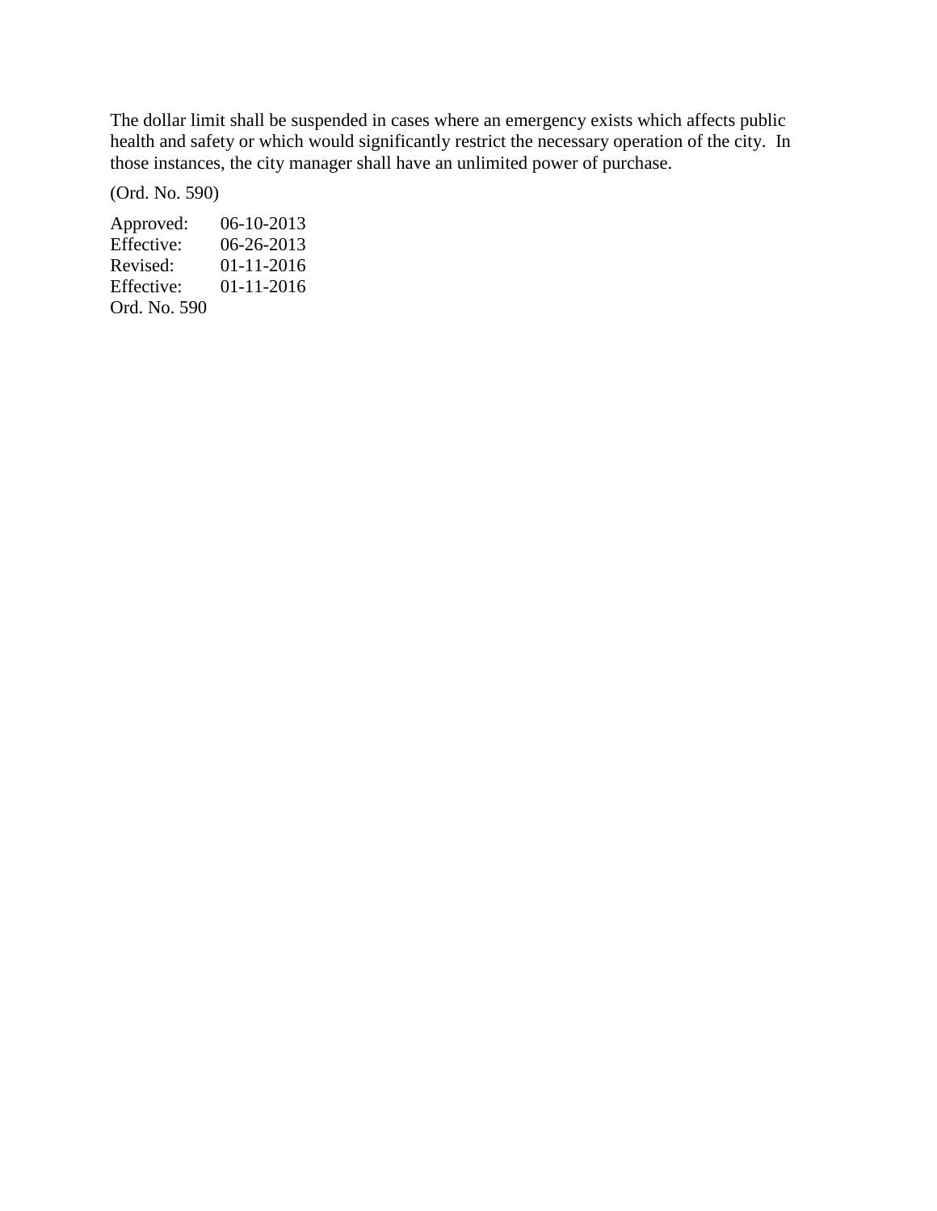The dollar limit shall be suspended in cases where an emergency exists which affects public health and safety or which would significantly restrict the necessary operation of the city. In those instances, the city manager shall have an unlimited power of purchase.

(Ord. No. 590)

| | |
|---|---|
| Approved: | 06-10-2013 |
| Effective: | 06-26-2013 |
| Revised: | 01-11-2016 |
| Effective: | 01-11-2016 |

Ord. No. 590